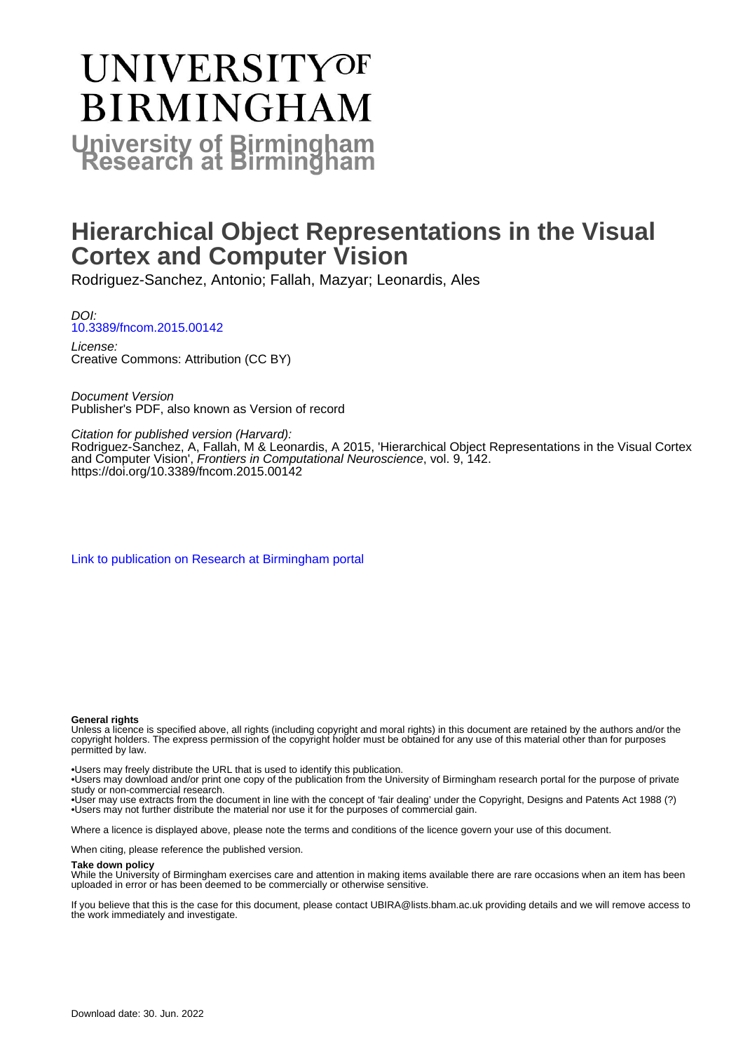# UNIVERSITY OF BIRMINGHAM

## University of Birmingham Research at Birmingham

# Hierarchical Object Representations in the Visual Cortex and Computer Vision

Rodriguez-Sanchez, Antonio; Fallah, Mazyar; Leonardis, Ales

*DOI:*
10.3389/fncom.2015.00142

*License:*
Creative Commons: Attribution (CC BY)

*Document Version*
Publisher's PDF, also known as Version of record

*Citation for published version (Harvard):*
Rodriguez-Sanchez, A, Fallah, M & Leonardis, A 2015, 'Hierarchical Object Representations in the Visual Cortex and Computer Vision', *Frontiers in Computational Neuroscience*, vol. 9, 142.
https://doi.org/10.3389/fncom.2015.00142

Link to publication on Research at Birmingham portal

**General rights**

Unless a licence is specified above, all rights (including copyright and moral rights) in this document are retained by the authors and/or the copyright holders. The express permission of the copyright holder must be obtained for any use of this material other than for purposes permitted by law.

•Users may freely distribute the URL that is used to identify this publication.
•Users may download and/or print one copy of the publication from the University of Birmingham research portal for the purpose of private study or non-commercial research.
•User may use extracts from the document in line with the concept of 'fair dealing' under the Copyright, Designs and Patents Act 1988 (?)
•Users may not further distribute the material nor use it for the purposes of commercial gain.

Where a licence is displayed above, please note the terms and conditions of the licence govern your use of this document.

When citing, please reference the published version.

**Take down policy**

While the University of Birmingham exercises care and attention in making items available there are rare occasions when an item has been uploaded in error or has been deemed to be commercially or otherwise sensitive.

If you believe that this is the case for this document, please contact UBIRA@lists.bham.ac.uk providing details and we will remove access to the work immediately and investigate.

Download date: 30. Jun. 2022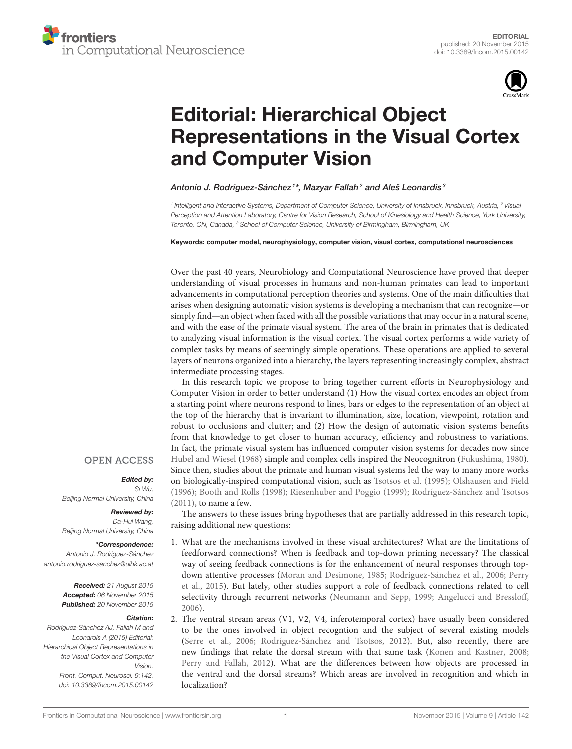# Editorial: Hierarchical Object Representations in the Visual Cortex and Computer Vision

*Antonio J. Rodríguez-Sánchez*[1]*, *Mazyar Fallah*[2] *and Aleš Leonardis*[3]

[1] Intelligent and Interactive Systems, Department of Computer Science, University of Innsbruck, Innsbruck, Austria, [2] Visual Perception and Attention Laboratory, Centre for Vision Research, School of Kinesiology and Health Science, York University, Toronto, ON, Canada, [3] School of Computer Science, University of Birmingham, Birmingham, UK

**Keywords: computer model, neurophysiology, computer vision, visual cortex, computational neurosciences**

OPEN ACCESS

***Edited by:***
*Si Wu,*
*Beijing Normal University, China*

***Reviewed by:***
*Da-Hui Wang,*
*Beijing Normal University, China*

***\*Correspondence:***
*Antonio J. Rodríguez-Sánchez*
*antonio.rodriguez-sanchez@uibk.ac.at*

***Received:*** *21 August 2015*
***Accepted:*** *06 November 2015*
***Published:*** *20 November 2015*

***Citation:***
*Rodríguez-Sánchez AJ, Fallah M and Leonardis A (2015) Editorial: Hierarchical Object Representations in the Visual Cortex and Computer Vision. Front. Comput. Neurosci. 9:142. doi: 10.3389/fncom.2015.00142*

Over the past 40 years, Neurobiology and Computational Neuroscience have proved that deeper understanding of visual processes in humans and non-human primates can lead to important advancements in computational perception theories and systems. One of the main difficulties that arises when designing automatic vision systems is developing a mechanism that can recognize—or simply find—an object when faced with all the possible variations that may occur in a natural scene, and with the ease of the primate visual system. The area of the brain in primates that is dedicated to analyzing visual information is the visual cortex. The visual cortex performs a wide variety of complex tasks by means of seemingly simple operations. These operations are applied to several layers of neurons organized into a hierarchy, the layers representing increasingly complex, abstract intermediate processing stages.

In this research topic we propose to bring together current efforts in Neurophysiology and Computer Vision in order to better understand (1) How the visual cortex encodes an object from a starting point where neurons respond to lines, bars or edges to the representation of an object at the top of the hierarchy that is invariant to illumination, size, location, viewpoint, rotation and robust to occlusions and clutter; and (2) How the design of automatic vision systems benefits from that knowledge to get closer to human accuracy, efficiency and robustness to variations. In fact, the primate visual system has influenced computer vision systems for decades now since Hubel and Wiesel (1968) simple and complex cells inspired the Neocognitron (Fukushima, 1980). Since then, studies about the primate and human visual systems led the way to many more works on biologically-inspired computational vision, such as Tsotsos et al. (1995); Olshausen and Field (1996); Booth and Rolls (1998); Riesenhuber and Poggio (1999); Rodríguez-Sánchez and Tsotsos (2011), to name a few.

The answers to these issues bring hypotheses that are partially addressed in this research topic, raising additional new questions:

1. What are the mechanisms involved in these visual architectures? What are the limitations of feedforward connections? When is feedback and top-down priming necessary? The classical way of seeing feedback connections is for the enhancement of neural responses through top-down attentive processes (Moran and Desimone, 1985; Rodríguez-Sánchez et al., 2006; Perry et al., 2015). But lately, other studies support a role of feedback connections related to cell selectivity through recurrent networks (Neumann and Sepp, 1999; Angelucci and Bressloff, 2006).
2. The ventral stream areas (V1, V2, V4, inferotemporal cortex) have usually been considered to be the ones involved in object recogntion and the subject of several existing models (Serre et al., 2006; Rodríguez-Sánchez and Tsotsos, 2012). But, also recently, there are new findings that relate the dorsal stream with that same task (Konen and Kastner, 2008; Perry and Fallah, 2012). What are the differences between how objects are processed in the ventral and the dorsal streams? Which areas are involved in recognition and which in localization?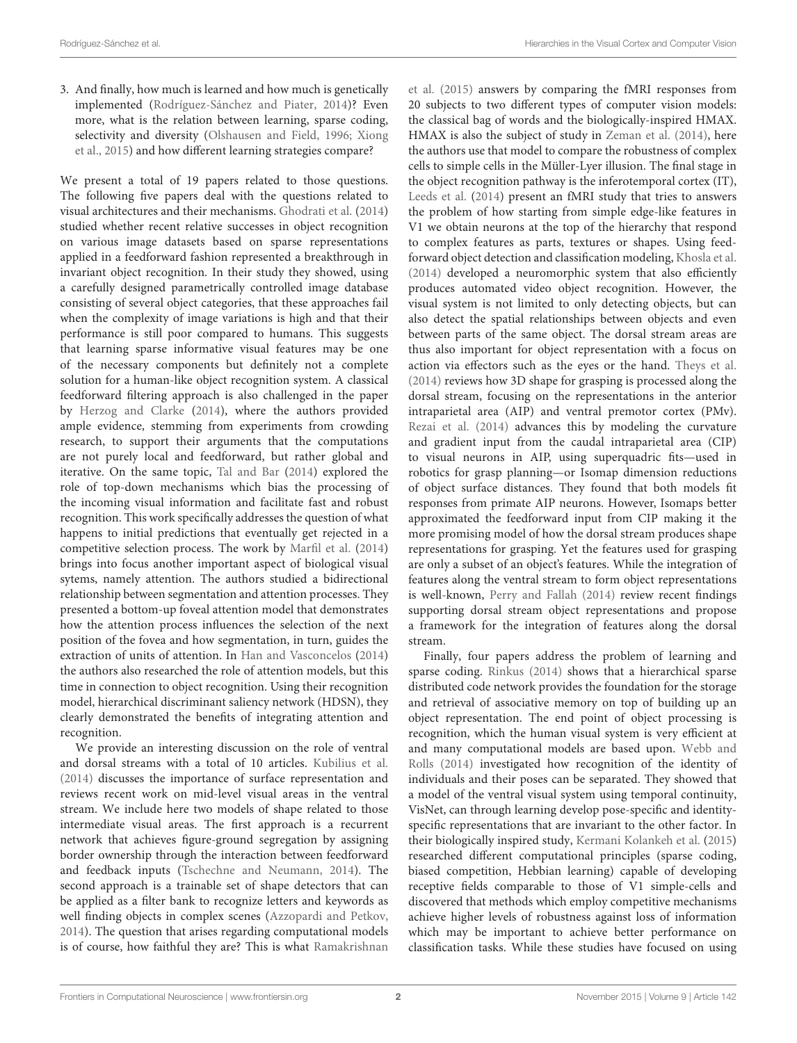3. And finally, how much is learned and how much is genetically implemented (Rodríguez-Sánchez and Piater, 2014)? Even more, what is the relation between learning, sparse coding, selectivity and diversity (Olshausen and Field, 1996; Xiong et al., 2015) and how different learning strategies compare?

We present a total of 19 papers related to those questions. The following five papers deal with the questions related to visual architectures and their mechanisms. Ghodrati et al. (2014) studied whether recent relative successes in object recognition on various image datasets based on sparse representations applied in a feedforward fashion represented a breakthrough in invariant object recognition. In their study they showed, using a carefully designed parametrically controlled image database consisting of several object categories, that these approaches fail when the complexity of image variations is high and that their performance is still poor compared to humans. This suggests that learning sparse informative visual features may be one of the necessary components but definitely not a complete solution for a human-like object recognition system. A classical feedforward filtering approach is also challenged in the paper by Herzog and Clarke (2014), where the authors provided ample evidence, stemming from experiments from crowding research, to support their arguments that the computations are not purely local and feedforward, but rather global and iterative. On the same topic, Tal and Bar (2014) explored the role of top-down mechanisms which bias the processing of the incoming visual information and facilitate fast and robust recognition. This work specifically addresses the question of what happens to initial predictions that eventually get rejected in a competitive selection process. The work by Marfil et al. (2014) brings into focus another important aspect of biological visual sytems, namely attention. The authors studied a bidirectional relationship between segmentation and attention processes. They presented a bottom-up foveal attention model that demonstrates how the attention process influences the selection of the next position of the fovea and how segmentation, in turn, guides the extraction of units of attention. In Han and Vasconcelos (2014) the authors also researched the role of attention models, but this time in connection to object recognition. Using their recognition model, hierarchical discriminant saliency network (HDSN), they clearly demonstrated the benefits of integrating attention and recognition.

We provide an interesting discussion on the role of ventral and dorsal streams with a total of 10 articles. Kubilius et al. (2014) discusses the importance of surface representation and reviews recent work on mid-level visual areas in the ventral stream. We include here two models of shape related to those intermediate visual areas. The first approach is a recurrent network that achieves figure-ground segregation by assigning border ownership through the interaction between feedforward and feedback inputs (Tschechne and Neumann, 2014). The second approach is a trainable set of shape detectors that can be applied as a filter bank to recognize letters and keywords as well finding objects in complex scenes (Azzopardi and Petkov, 2014). The question that arises regarding computational models is of course, how faithful they are? This is what Ramakrishnan et al. (2015) answers by comparing the fMRI responses from 20 subjects to two different types of computer vision models: the classical bag of words and the biologically-inspired HMAX. HMAX is also the subject of study in Zeman et al. (2014), here the authors use that model to compare the robustness of complex cells to simple cells in the Müller-Lyer illusion. The final stage in the object recognition pathway is the inferotemporal cortex (IT), Leeds et al. (2014) present an fMRI study that tries to answers the problem of how starting from simple edge-like features in V1 we obtain neurons at the top of the hierarchy that respond to complex features as parts, textures or shapes. Using feedforward object detection and classification modeling, Khosla et al. (2014) developed a neuromorphic system that also efficiently produces automated video object recognition. However, the visual system is not limited to only detecting objects, but can also detect the spatial relationships between objects and even between parts of the same object. The dorsal stream areas are thus also important for object representation with a focus on action via effectors such as the eyes or the hand. Theys et al. (2014) reviews how 3D shape for grasping is processed along the dorsal stream, focusing on the representations in the anterior intraparietal area (AIP) and ventral premotor cortex (PMv). Rezai et al. (2014) advances this by modeling the curvature and gradient input from the caudal intraparietal area (CIP) to visual neurons in AIP, using superquadric fits—used in robotics for grasp planning—or Isomap dimension reductions of object surface distances. They found that both models fit responses from primate AIP neurons. However, Isomaps better approximated the feedforward input from CIP making it the more promising model of how the dorsal stream produces shape representations for grasping. Yet the features used for grasping are only a subset of an object's features. While the integration of features along the ventral stream to form object representations is well-known, Perry and Fallah (2014) review recent findings supporting dorsal stream object representations and propose a framework for the integration of features along the dorsal stream.

Finally, four papers address the problem of learning and sparse coding. Rinkus (2014) shows that a hierarchical sparse distributed code network provides the foundation for the storage and retrieval of associative memory on top of building up an object representation. The end point of object processing is recognition, which the human visual system is very efficient at and many computational models are based upon. Webb and Rolls (2014) investigated how recognition of the identity of individuals and their poses can be separated. They showed that a model of the ventral visual system using temporal continuity, VisNet, can through learning develop pose-specific and identity-specific representations that are invariant to the other factor. In their biologically inspired study, Kermani Kolankeh et al. (2015) researched different computational principles (sparse coding, biased competition, Hebbian learning) capable of developing receptive fields comparable to those of V1 simple-cells and discovered that methods which employ competitive mechanisms achieve higher levels of robustness against loss of information which may be important to achieve better performance on classification tasks. While these studies have focused on using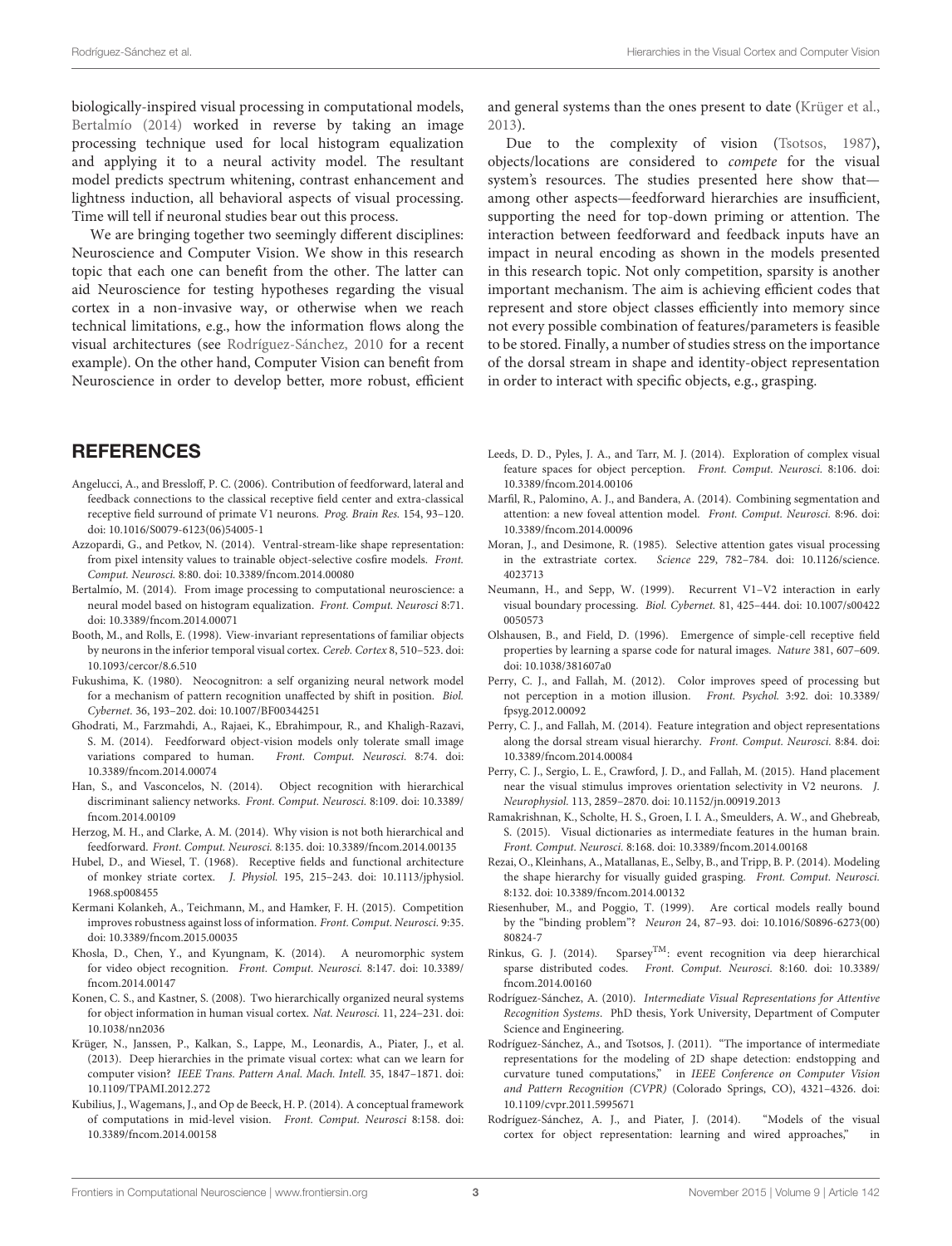biologically-inspired visual processing in computational models, Bertalmío (2014) worked in reverse by taking an image processing technique used for local histogram equalization and applying it to a neural activity model. The resultant model predicts spectrum whitening, contrast enhancement and lightness induction, all behavioral aspects of visual processing. Time will tell if neuronal studies bear out this process.

We are bringing together two seemingly different disciplines: Neuroscience and Computer Vision. We show in this research topic that each one can benefit from the other. The latter can aid Neuroscience for testing hypotheses regarding the visual cortex in a non-invasive way, or otherwise when we reach technical limitations, e.g., how the information flows along the visual architectures (see Rodríguez-Sánchez, 2010 for a recent example). On the other hand, Computer Vision can benefit from Neuroscience in order to develop better, more robust, efficient and general systems than the ones present to date (Krüger et al., 2013).

Due to the complexity of vision (Tsotsos, 1987), objects/locations are considered to *compete* for the visual system's resources. The studies presented here show that—among other aspects—feedforward hierarchies are insufficient, supporting the need for top-down priming or attention. The interaction between feedforward and feedback inputs have an impact in neural encoding as shown in the models presented in this research topic. Not only competition, sparsity is another important mechanism. The aim is achieving efficient codes that represent and store object classes efficiently into memory since not every possible combination of features/parameters is feasible to be stored. Finally, a number of studies stress on the importance of the dorsal stream in shape and identity-object representation in order to interact with specific objects, e.g., grasping.

## REFERENCES

Angelucci, A., and Bressloff, P. C. (2006). Contribution of feedforward, lateral and feedback connections to the classical receptive field center and extra-classical receptive field surround of primate V1 neurons. *Prog. Brain Res.* 154, 93–120. doi: 10.1016/S0079-6123(06)54005-1

Azzopardi, G., and Petkov, N. (2014). Ventral-stream-like shape representation: from pixel intensity values to trainable object-selective cosfire models. *Front. Comput. Neurosci.* 8:80. doi: 10.3389/fncom.2014.00080

Bertalmío, M. (2014). From image processing to computational neuroscience: a neural model based on histogram equalization. *Front. Comput. Neurosci* 8:71. doi: 10.3389/fncom.2014.00071

Booth, M., and Rolls, E. (1998). View-invariant representations of familiar objects by neurons in the inferior temporal visual cortex. *Cereb. Cortex* 8, 510–523. doi: 10.1093/cercor/8.6.510

Fukushima, K. (1980). Neocognitron: a self organizing neural network model for a mechanism of pattern recognition unaffected by shift in position. *Biol. Cybernet.* 36, 193–202. doi: 10.1007/BF00344251

Ghodrati, M., Farzmahdi, A., Rajaei, K., Ebrahimpour, R., and Khaligh-Razavi, S. M. (2014). Feedforward object-vision models only tolerate small image variations compared to human. *Front. Comput. Neurosci.* 8:74. doi: 10.3389/fncom.2014.00074

Han, S., and Vasconcelos, N. (2014). Object recognition with hierarchical discriminant saliency networks. *Front. Comput. Neurosci.* 8:109. doi: 10.3389/fncom.2014.00109

Herzog, M. H., and Clarke, A. M. (2014). Why vision is not both hierarchical and feedforward. *Front. Comput. Neurosci.* 8:135. doi: 10.3389/fncom.2014.00135

Hubel, D., and Wiesel, T. (1968). Receptive fields and functional architecture of monkey striate cortex. *J. Physiol.* 195, 215–243. doi: 10.1113/jphysiol.1968.sp008455

Kermani Kolankeh, A., Teichmann, M., and Hamker, F. H. (2015). Competition improves robustness against loss of information. *Front. Comput. Neurosci.* 9:35. doi: 10.3389/fncom.2015.00035

Khosla, D., Chen, Y., and Kyungnam, K. (2014). A neuromorphic system for video object recognition. *Front. Comput. Neurosci.* 8:147. doi: 10.3389/fncom.2014.00147

Konen, C. S., and Kastner, S. (2008). Two hierarchically organized neural systems for object information in human visual cortex. *Nat. Neurosci.* 11, 224–231. doi: 10.1038/nn2036

Krüger, N., Janssen, P., Kalkan, S., Lappe, M., Leonardis, A., Piater, J., et al. (2013). Deep hierarchies in the primate visual cortex: what can we learn for computer vision? *IEEE Trans. Pattern Anal. Mach. Intell.* 35, 1847–1871. doi: 10.1109/TPAMI.2012.272

Kubilius, J., Wagemans, J., and Op de Beeck, H. P. (2014). A conceptual framework of computations in mid-level vision. *Front. Comput. Neurosci* 8:158. doi: 10.3389/fncom.2014.00158

Leeds, D. D., Pyles, J. A., and Tarr, M. J. (2014). Exploration of complex visual feature spaces for object perception. *Front. Comput. Neurosci.* 8:106. doi: 10.3389/fncom.2014.00106

Marfil, R., Palomino, A. J., and Bandera, A. (2014). Combining segmentation and attention: a new foveal attention model. *Front. Comput. Neurosci.* 8:96. doi: 10.3389/fncom.2014.00096

Moran, J., and Desimone, R. (1985). Selective attention gates visual processing in the extrastriate cortex. *Science* 229, 782–784. doi: 10.1126/science.4023713

Neumann, H., and Sepp, W. (1999). Recurrent V1–V2 interaction in early visual boundary processing. *Biol. Cybernet.* 81, 425–444. doi: 10.1007/s004220050573

Olshausen, B., and Field, D. (1996). Emergence of simple-cell receptive field properties by learning a sparse code for natural images. *Nature* 381, 607–609. doi: 10.1038/381607a0

Perry, C. J., and Fallah, M. (2012). Color improves speed of processing but not perception in a motion illusion. *Front. Psychol.* 3:92. doi: 10.3389/fpsyg.2012.00092

Perry, C. J., and Fallah, M. (2014). Feature integration and object representations along the dorsal stream visual hierarchy. *Front. Comput. Neurosci.* 8:84. doi: 10.3389/fncom.2014.00084

Perry, C. J., Sergio, L. E., Crawford, J. D., and Fallah, M. (2015). Hand placement near the visual stimulus improves orientation selectivity in V2 neurons. *J. Neurophysiol.* 113, 2859–2870. doi: 10.1152/jn.00919.2013

Ramakrishnan, K., Scholte, H. S., Groen, I. I. A., Smeulders, A. W., and Ghebreab, S. (2015). Visual dictionaries as intermediate features in the human brain. *Front. Comput. Neurosci.* 8:168. doi: 10.3389/fncom.2014.00168

Rezai, O., Kleinhans, A., Matallanas, E., Selby, B., and Tripp, B. P. (2014). Modeling the shape hierarchy for visually guided grasping. *Front. Comput. Neurosci.* 8:132. doi: 10.3389/fncom.2014.00132

Riesenhuber, M., and Poggio, T. (1999). Are cortical models really bound by the "binding problem"? *Neuron* 24, 87–93. doi: 10.1016/S0896-6273(00)80824-7

Rinkus, G. J. (2014). Sparsey$^{TM}$: event recognition via deep hierarchical sparse distributed codes. *Front. Comput. Neurosci.* 8:160. doi: 10.3389/fncom.2014.00160

Rodríguez-Sánchez, A. (2010). *Intermediate Visual Representations for Attentive Recognition Systems*. PhD thesis, York University, Department of Computer Science and Engineering.

Rodríguez-Sánchez, A., and Tsotsos, J. (2011). "The importance of intermediate representations for the modeling of 2D shape detection: endstopping and curvature tuned computations," in *IEEE Conference on Computer Vision and Pattern Recognition (CVPR)* (Colorado Springs, CO), 4321–4326. doi: 10.1109/cvpr.2011.5995671

Rodríguez-Sánchez, A. J., and Piater, J. (2014). "Models of the visual cortex for object representation: learning and wired approaches," in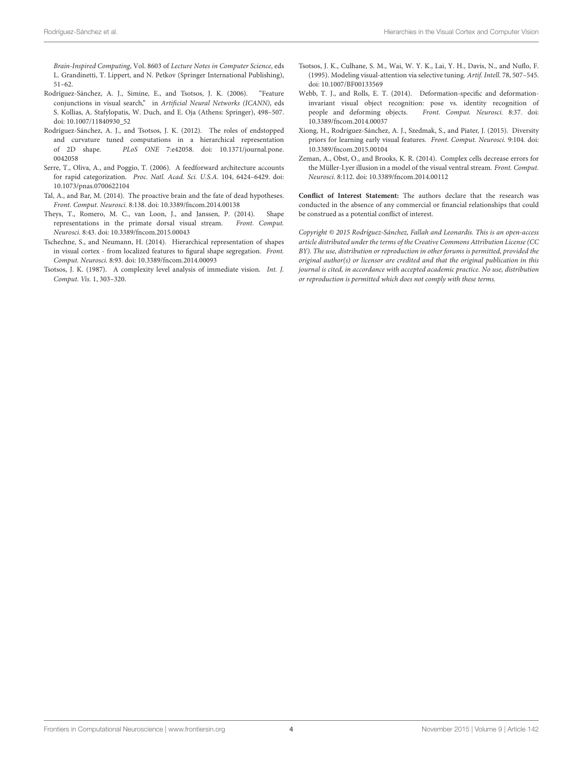*Brain-Inspired Computing*, Vol. 8603 of *Lecture Notes in Computer Science*, eds L. Grandinetti, T. Lippert, and N. Petkov (Springer International Publishing), 51–62.

Rodríguez-Sánchez, A. J., Simine, E., and Tsotsos, J. K. (2006). "Feature conjunctions in visual search," in *Artificial Neural Networks (ICANN)*, eds S. Kollias, A. Stafylopatis, W. Duch, and E. Oja (Athens: Springer), 498–507. doi: 10.1007/11840930_52

Rodríguez-Sánchez, A. J., and Tsotsos, J. K. (2012). The roles of endstopped and curvature tuned computations in a hierarchical representation of 2D shape. *PLoS ONE* 7:e42058. doi: 10.1371/journal.pone.0042058

Serre, T., Oliva, A., and Poggio, T. (2006). A feedforward architecture accounts for rapid categorization. *Proc. Natl. Acad. Sci. U.S.A.* 104, 6424–6429. doi: 10.1073/pnas.0700622104

Tal, A., and Bar, M. (2014). The proactive brain and the fate of dead hypotheses. *Front. Comput. Neurosci.* 8:138. doi: 10.3389/fncom.2014.00138

Theys, T., Romero, M. C., van Loon, J., and Janssen, P. (2014). Shape representations in the primate dorsal visual stream. *Front. Comput. Neurosci.* 8:43. doi: 10.3389/fncom.2015.00043

Tschechne, S., and Neumann, H. (2014). Hierarchical representation of shapes in visual cortex - from localized features to figural shape segregation. *Front. Comput. Neurosci.* 8:93. doi: 10.3389/fncom.2014.00093

Tsotsos, J. K. (1987). A complexity level analysis of immediate vision. *Int. J. Comput. Vis.* 1, 303–320.

Tsotsos, J. K., Culhane, S. M., Wai, W. Y. K., Lai, Y. H., Davis, N., and Nuflo, F. (1995). Modeling visual-attention via selective tuning. *Artif. Intell.* 78, 507–545. doi: 10.1007/BF00133569

Webb, T. J., and Rolls, E. T. (2014). Deformation-specific and deformation-invariant visual object recognition: pose vs. identity recognition of people and deforming objects. *Front. Comput. Neurosci.* 8:37. doi: 10.3389/fncom.2014.00037

Xiong, H., Rodríguez-Sánchez, A. J., Szedmak, S., and Piater, J. (2015). Diversity priors for learning early visual features. *Front. Comput. Neurosci.* 9:104. doi: 10.3389/fncom.2015.00104

Zeman, A., Obst, O., and Brooks, K. R. (2014). Complex cells decrease errors for the Müller-Lyer illusion in a model of the visual ventral stream. *Front. Comput. Neurosci.* 8:112. doi: 10.3389/fncom.2014.00112

**Conflict of Interest Statement:** The authors declare that the research was conducted in the absence of any commercial or financial relationships that could be construed as a potential conflict of interest.

*Copyright © 2015 Rodríguez-Sánchez, Fallah and Leonardis. This is an open-access article distributed under the terms of the Creative Commons Attribution License (CC BY). The use, distribution or reproduction in other forums is permitted, provided the original author(s) or licensor are credited and that the original publication in this journal is cited, in accordance with accepted academic practice. No use, distribution or reproduction is permitted which does not comply with these terms.*